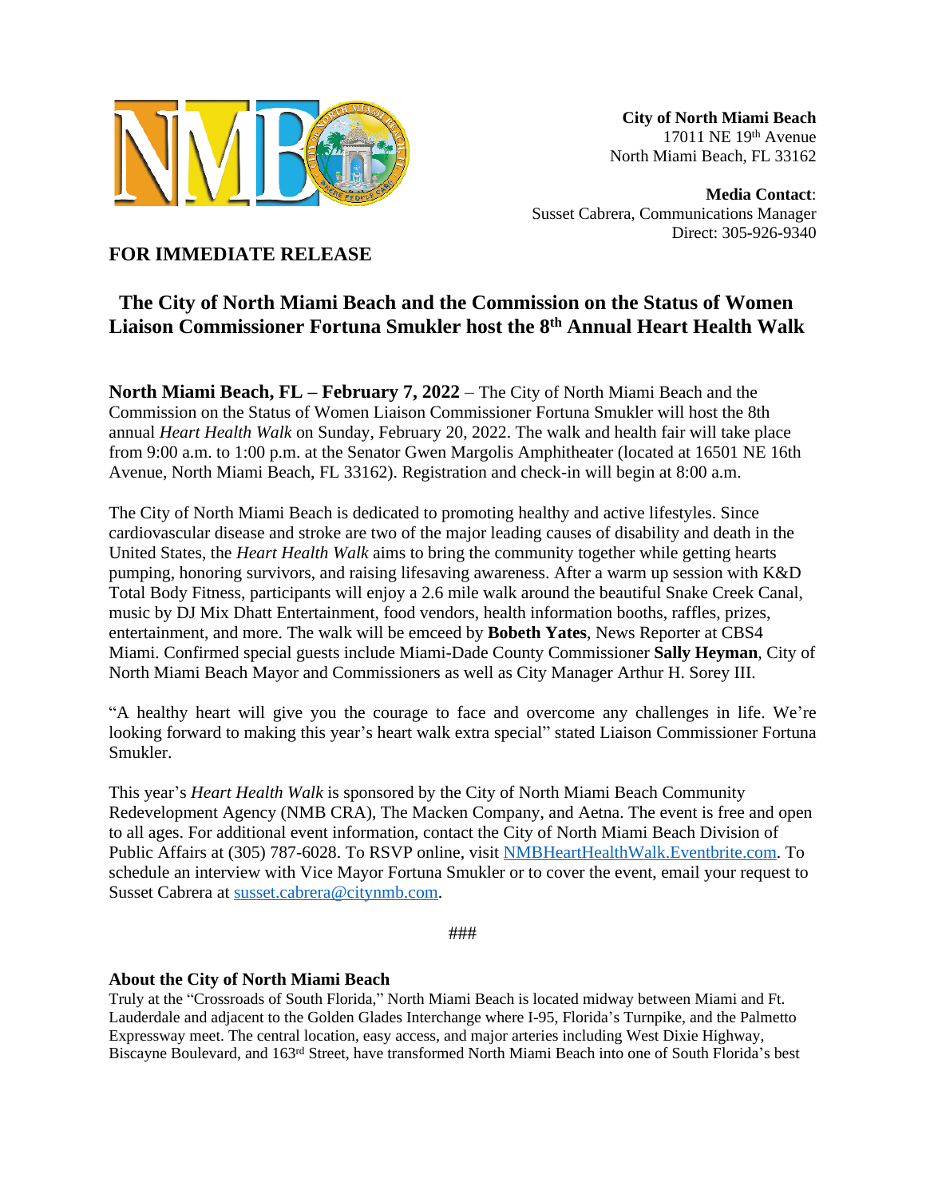**City of North Miami Beach**
17011 NE 19th Avenue
North Miami Beach, FL 33162

**Media Contact**:
Susset Cabrera, Communications Manager
Direct: 305-926-9340

**FOR IMMEDIATE RELEASE**

# The City of North Miami Beach and the Commission on the Status of Women Liaison Commissioner Fortuna Smukler host the 8th Annual Heart Health Walk

**North Miami Beach, FL – February 7, 2022** – The City of North Miami Beach and the Commission on the Status of Women Liaison Commissioner Fortuna Smukler will host the 8th annual *Heart Health Walk* on Sunday, February 20, 2022. The walk and health fair will take place from 9:00 a.m. to 1:00 p.m. at the Senator Gwen Margolis Amphitheater (located at 16501 NE 16th Avenue, North Miami Beach, FL 33162). Registration and check-in will begin at 8:00 a.m.

The City of North Miami Beach is dedicated to promoting healthy and active lifestyles. Since cardiovascular disease and stroke are two of the major leading causes of disability and death in the United States, the *Heart Health Walk* aims to bring the community together while getting hearts pumping, honoring survivors, and raising lifesaving awareness. After a warm up session with K&D Total Body Fitness, participants will enjoy a 2.6 mile walk around the beautiful Snake Creek Canal, music by DJ Mix Dhatt Entertainment, food vendors, health information booths, raffles, prizes, entertainment, and more. The walk will be emceed by **Bobeth Yates**, News Reporter at CBS4 Miami. Confirmed special guests include Miami-Dade County Commissioner **Sally Heyman**, City of North Miami Beach Mayor and Commissioners as well as City Manager Arthur H. Sorey III.

"A healthy heart will give you the courage to face and overcome any challenges in life. We're looking forward to making this year's heart walk extra special" stated Liaison Commissioner Fortuna Smukler.

This year's *Heart Health Walk* is sponsored by the City of North Miami Beach Community Redevelopment Agency (NMB CRA), The Macken Company, and Aetna. The event is free and open to all ages. For additional event information, contact the City of North Miami Beach Division of Public Affairs at (305) 787-6028. To RSVP online, visit NMBHeartHealthWalk.Eventbrite.com. To schedule an interview with Vice Mayor Fortuna Smukler or to cover the event, email your request to Susset Cabrera at susset.cabrera@citynmb.com.

###

**About the City of North Miami Beach**

Truly at the "Crossroads of South Florida," North Miami Beach is located midway between Miami and Ft. Lauderdale and adjacent to the Golden Glades Interchange where I-95, Florida's Turnpike, and the Palmetto Expressway meet. The central location, easy access, and major arteries including West Dixie Highway, Biscayne Boulevard, and 163rd Street, have transformed North Miami Beach into one of South Florida's best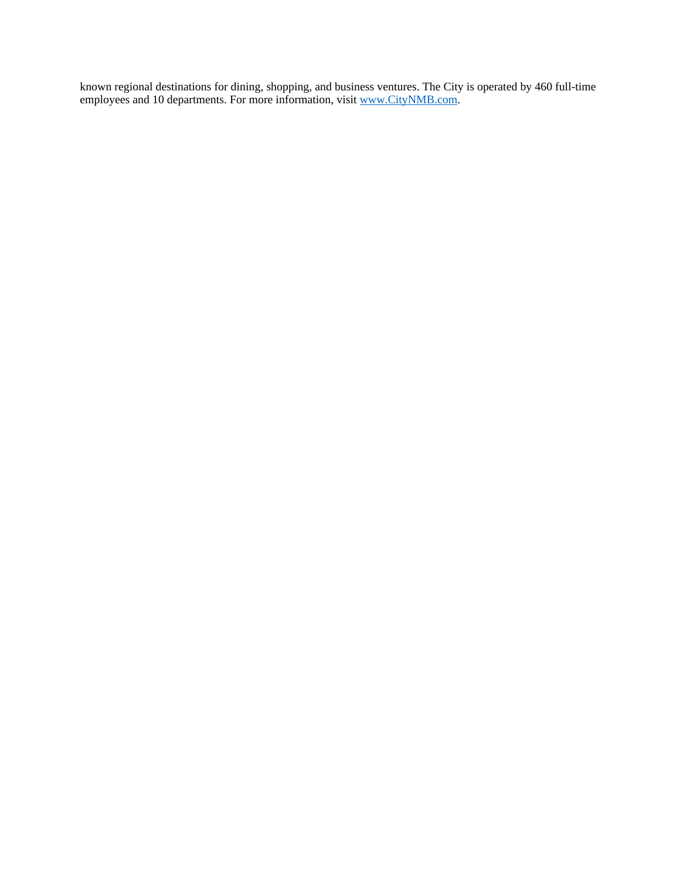known regional destinations for dining, shopping, and business ventures. The City is operated by 460 full-time employees and 10 departments. For more information, visit [www.CityNMB.com](http://www.CityNMB.com).